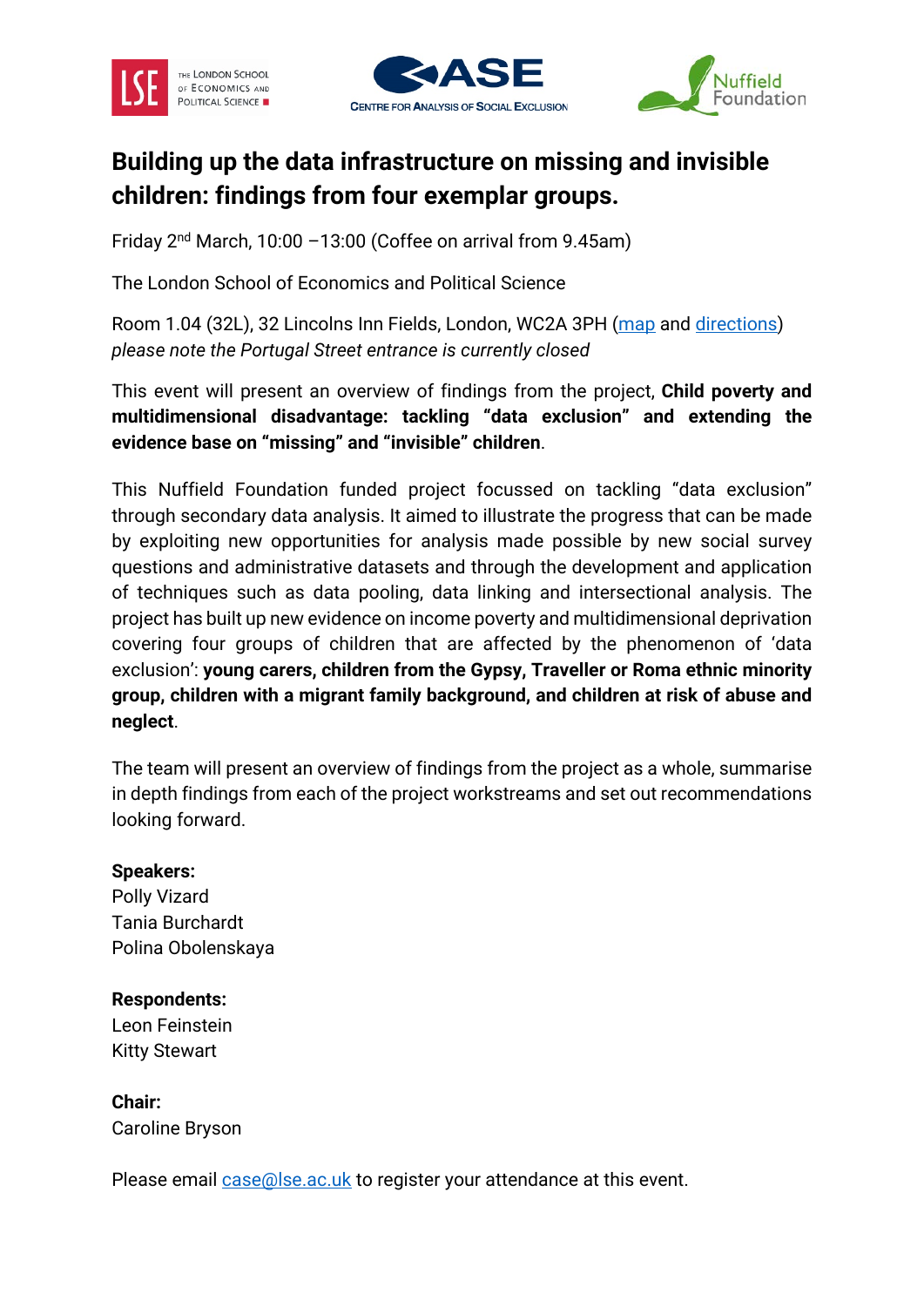# Building up the data infrastructure on missing and invisible children: findings from four exemplar groups.

Friday 2nd March, 10:00 –13:00 (Coffee on arrival from 9.45am)

The London School of Economics and Political Science

Room 1.04 (32L), 32 Lincolns Inn Fields, London, WC2A 3PH (map and directions)
*please note the Portugal Street entrance is currently closed*

This event will present an overview of findings from the project, **Child poverty and multidimensional disadvantage: tackling "data exclusion" and extending the evidence base on "missing" and "invisible" children**.

This Nuffield Foundation funded project focussed on tackling "data exclusion" through secondary data analysis. It aimed to illustrate the progress that can be made by exploiting new opportunities for analysis made possible by new social survey questions and administrative datasets and through the development and application of techniques such as data pooling, data linking and intersectional analysis. The project has built up new evidence on income poverty and multidimensional deprivation covering four groups of children that are affected by the phenomenon of 'data exclusion': **young carers, children from the Gypsy, Traveller or Roma ethnic minority group, children with a migrant family background, and children at risk of abuse and neglect**.

The team will present an overview of findings from the project as a whole, summarise in depth findings from each of the project workstreams and set out recommendations looking forward.

**Speakers:**
Polly Vizard
Tania Burchardt
Polina Obolenskaya

**Respondents:**
Leon Feinstein
Kitty Stewart

**Chair:**
Caroline Bryson

Please email case@lse.ac.uk to register your attendance at this event.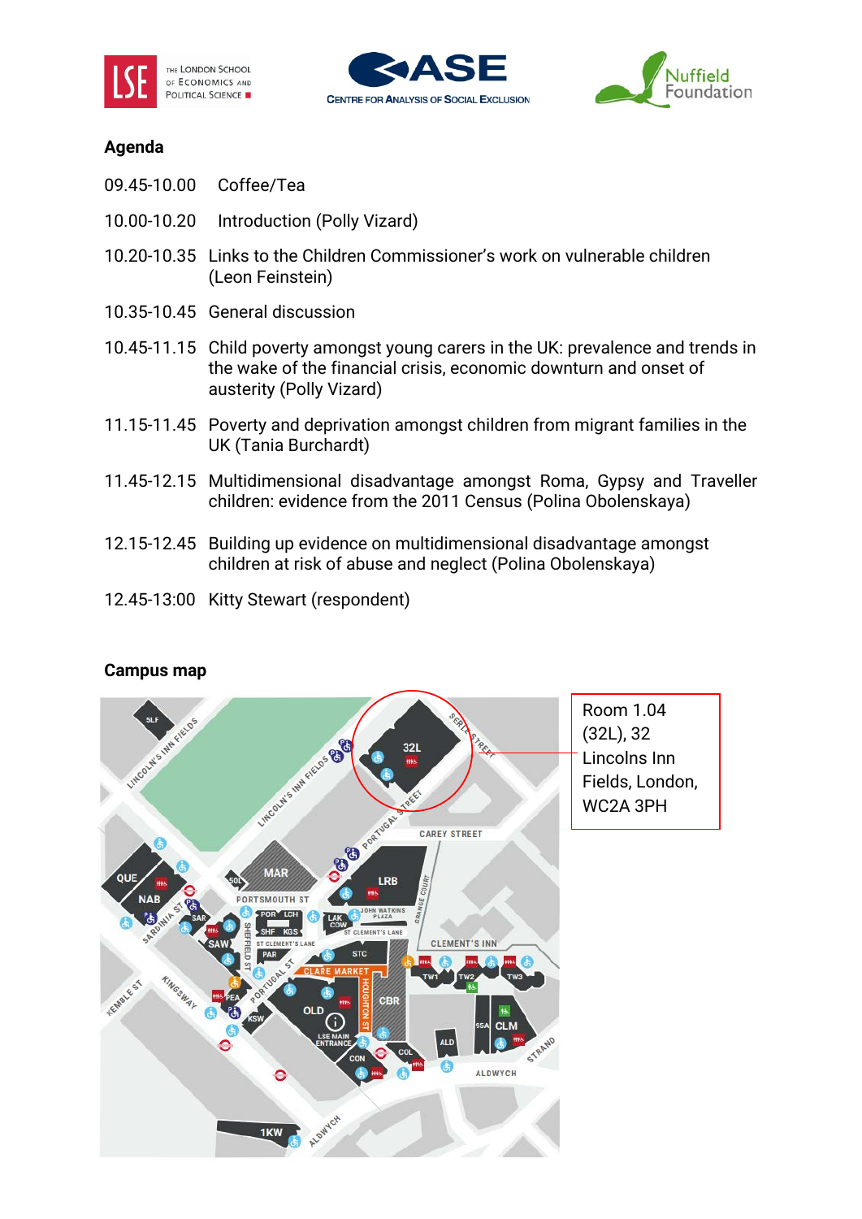## Agenda

09.45-10.00 Coffee/Tea

10.00-10.20 Introduction (Polly Vizard)

10.20-10.35 Links to the Children Commissioner's work on vulnerable children (Leon Feinstein)

10.35-10.45 General discussion

10.45-11.15 Child poverty amongst young carers in the UK: prevalence and trends in the wake of the financial crisis, economic downturn and onset of austerity (Polly Vizard)

11.15-11.45 Poverty and deprivation amongst children from migrant families in the UK (Tania Burchardt)

11.45-12.15 Multidimensional disadvantage amongst Roma, Gypsy and Traveller children: evidence from the 2011 Census (Polina Obolenskaya)

12.15-12.45 Building up evidence on multidimensional disadvantage amongst children at risk of abuse and neglect (Polina Obolenskaya)

12.45-13:00 Kitty Stewart (respondent)

## Campus map

Room 1.04 (32L), 32 Lincolns Inn Fields, London, WC2A 3PH